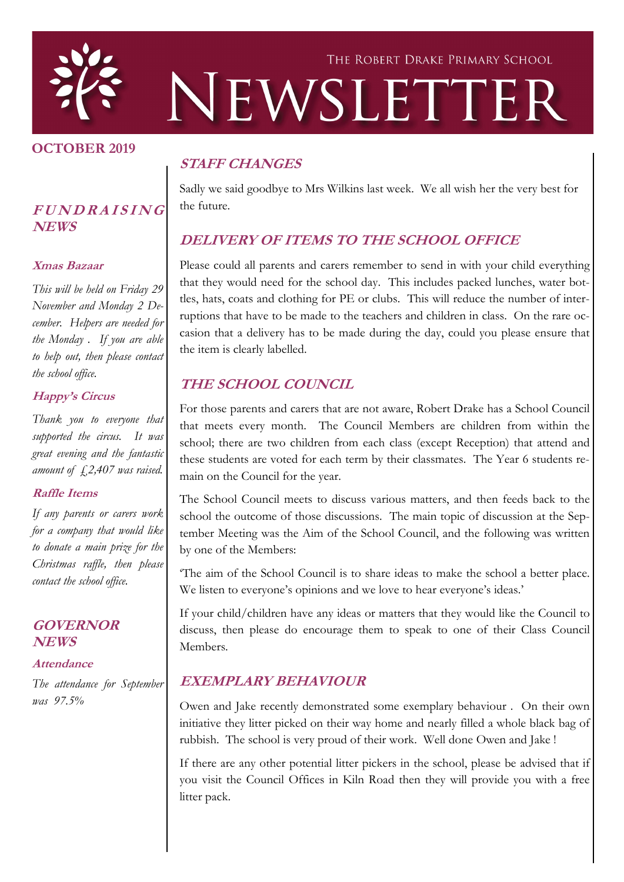# The Robert Drake Primary School Newsletter

**OCTOBER 2019**

## FUNDRAISING NEWS

### Xmas Bazaar

*This will be held on Friday 29 November and Monday 2 December. Helpers are needed for the Monday . If you are able to help out, then please contact the school office.*

### Happy's Circus

*Thank you to everyone that supported the circus. It was great evening and the fantastic amount of £2,407 was raised.*

### Raffle Items

*If any parents or carers work for a company that would like to donate a main prize for the Christmas raffle, then please contact the school office.*

## GOVERNOR NEWS

### Attendance

*The attendance for September was 97.5%*

## STAFF CHANGES

Sadly we said goodbye to Mrs Wilkins last week. We all wish her the very best for the future.

## DELIVERY OF ITEMS TO THE SCHOOL OFFICE

Please could all parents and carers remember to send in with your child everything that they would need for the school day. This includes packed lunches, water bottles, hats, coats and clothing for PE or clubs. This will reduce the number of interruptions that have to be made to the teachers and children in class. On the rare occasion that a delivery has to be made during the day, could you please ensure that the item is clearly labelled.

## THE SCHOOL COUNCIL

For those parents and carers that are not aware, Robert Drake has a School Council that meets every month. The Council Members are children from within the school; there are two children from each class (except Reception) that attend and these students are voted for each term by their classmates. The Year 6 students remain on the Council for the year.

The School Council meets to discuss various matters, and then feeds back to the school the outcome of those discussions. The main topic of discussion at the September Meeting was the Aim of the School Council, and the following was written by one of the Members:

'The aim of the School Council is to share ideas to make the school a better place. We listen to everyone's opinions and we love to hear everyone's ideas.'

If your child/children have any ideas or matters that they would like the Council to discuss, then please do encourage them to speak to one of their Class Council Members.

## EXEMPLARY BEHAVIOUR

Owen and Jake recently demonstrated some exemplary behaviour . On their own initiative they litter picked on their way home and nearly filled a whole black bag of rubbish. The school is very proud of their work. Well done Owen and Jake !

If there are any other potential litter pickers in the school, please be advised that if you visit the Council Offices in Kiln Road then they will provide you with a free litter pack.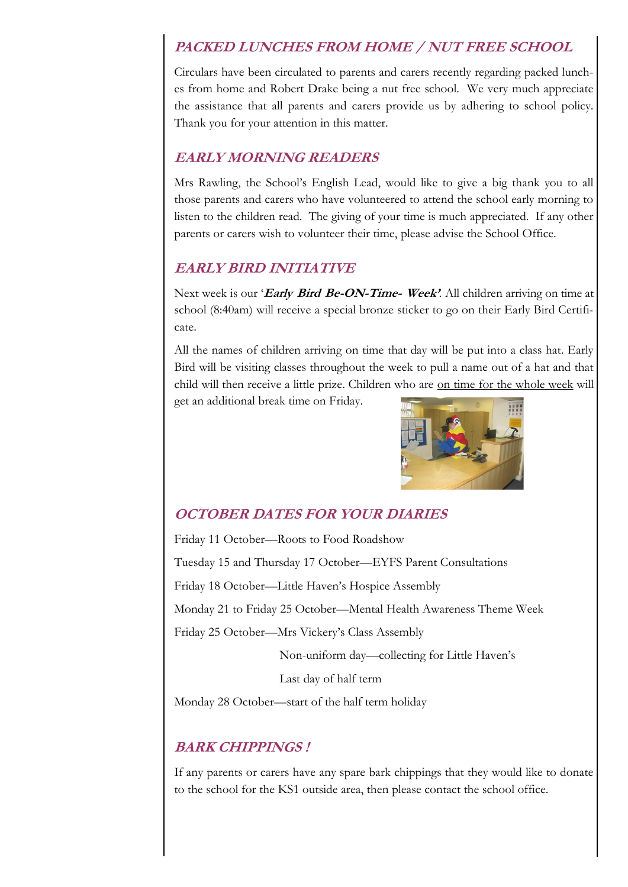## PACKED LUNCHES FROM HOME / NUT FREE SCHOOL

Circulars have been circulated to parents and carers recently regarding packed lunches from home and Robert Drake being a nut free school. We very much appreciate the assistance that all parents and carers provide us by adhering to school policy. Thank you for your attention in this matter.

## EARLY MORNING READERS

Mrs Rawling, the School's English Lead, would like to give a big thank you to all those parents and carers who have volunteered to attend the school early morning to listen to the children read. The giving of your time is much appreciated. If any other parents or carers wish to volunteer their time, please advise the School Office.

## EARLY BIRD INITIATIVE

Next week is our '***Early Bird Be-ON-Time- Week'***. All children arriving on time at school (8:40am) will receive a special bronze sticker to go on their Early Bird Certificate.

All the names of children arriving on time that day will be put into a class hat. Early Bird will be visiting classes throughout the week to pull a name out of a hat and that child will then receive a little prize. Children who are on time for the whole week will get an additional break time on Friday.

## OCTOBER DATES FOR YOUR DIARIES

Friday 11 October—Roots to Food Roadshow

Tuesday 15 and Thursday 17 October—EYFS Parent Consultations

Friday 18 October—Little Haven's Hospice Assembly

Monday 21 to Friday 25 October—Mental Health Awareness Theme Week

Friday 25 October—Mrs Vickery's Class Assembly

Non-uniform day—collecting for Little Haven's

Last day of half term

Monday 28 October—start of the half term holiday

## BARK CHIPPINGS !

If any parents or carers have any spare bark chippings that they would like to donate to the school for the KS1 outside area, then please contact the school office.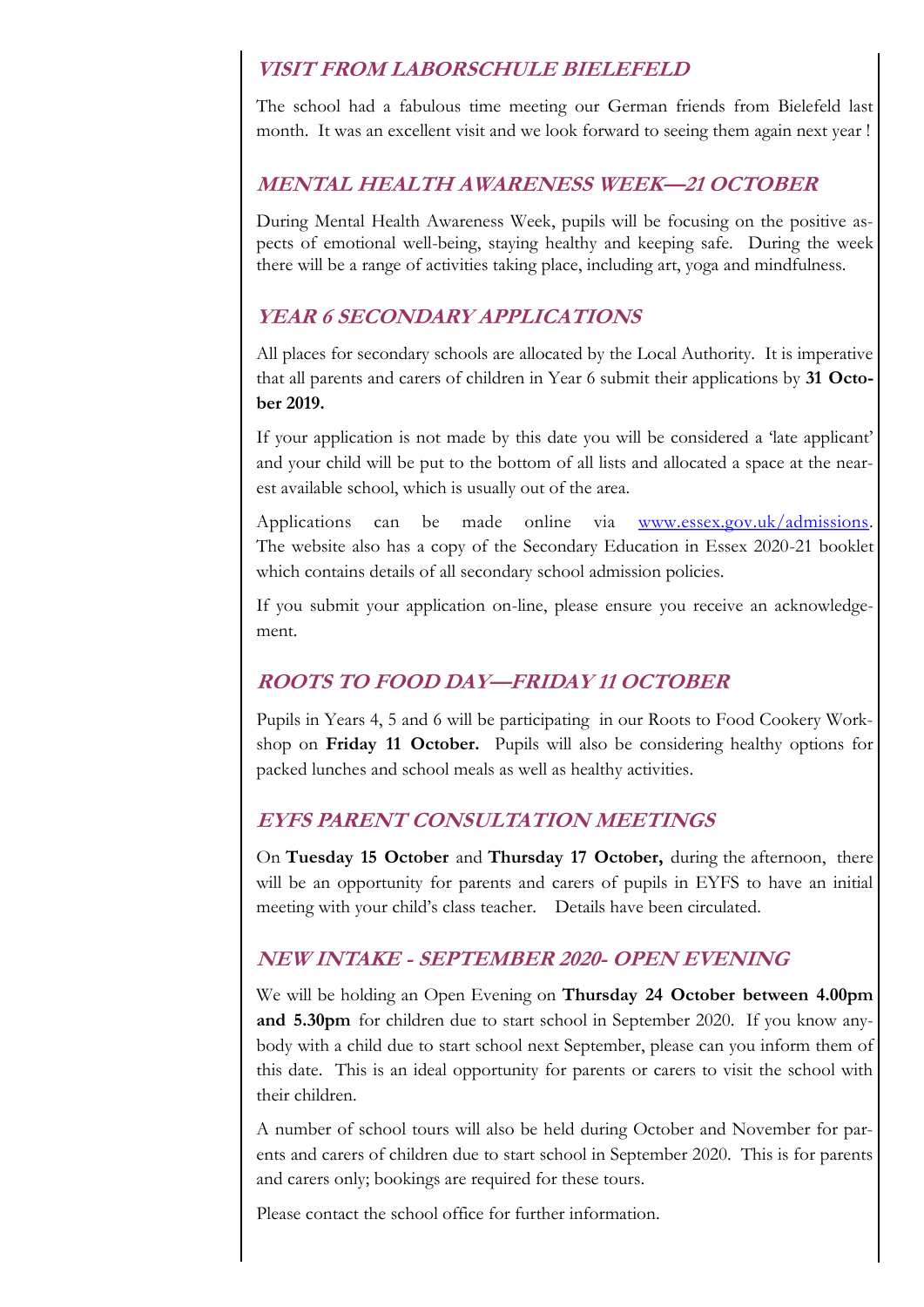## *VISIT FROM LABORSCHULE BIELEFELD*

The school had a fabulous time meeting our German friends from Bielefeld last month. It was an excellent visit and we look forward to seeing them again next year !

## *MENTAL HEALTH AWARENESS WEEK—21 OCTOBER*

During Mental Health Awareness Week, pupils will be focusing on the positive aspects of emotional well-being, staying healthy and keeping safe. During the week there will be a range of activities taking place, including art, yoga and mindfulness.

## *YEAR 6 SECONDARY APPLICATIONS*

All places for secondary schools are allocated by the Local Authority. It is imperative that all parents and carers of children in Year 6 submit their applications by **31 October 2019.**

If your application is not made by this date you will be considered a 'late applicant' and your child will be put to the bottom of all lists and allocated a space at the nearest available school, which is usually out of the area.

Applications can be made online via www.essex.gov.uk/admissions. The website also has a copy of the Secondary Education in Essex 2020-21 booklet which contains details of all secondary school admission policies.

If you submit your application on-line, please ensure you receive an acknowledgement.

## *ROOTS TO FOOD DAY—FRIDAY 11 OCTOBER*

Pupils in Years 4, 5 and 6 will be participating in our Roots to Food Cookery Workshop on **Friday 11 October.** Pupils will also be considering healthy options for packed lunches and school meals as well as healthy activities.

## *EYFS PARENT CONSULTATION MEETINGS*

On **Tuesday 15 October** and **Thursday 17 October,** during the afternoon, there will be an opportunity for parents and carers of pupils in EYFS to have an initial meeting with your child's class teacher. Details have been circulated.

## *NEW INTAKE - SEPTEMBER 2020- OPEN EVENING*

We will be holding an Open Evening on **Thursday 24 October between 4.00pm and 5.30pm** for children due to start school in September 2020. If you know anybody with a child due to start school next September, please can you inform them of this date. This is an ideal opportunity for parents or carers to visit the school with their children.

A number of school tours will also be held during October and November for parents and carers of children due to start school in September 2020. This is for parents and carers only; bookings are required for these tours.

Please contact the school office for further information.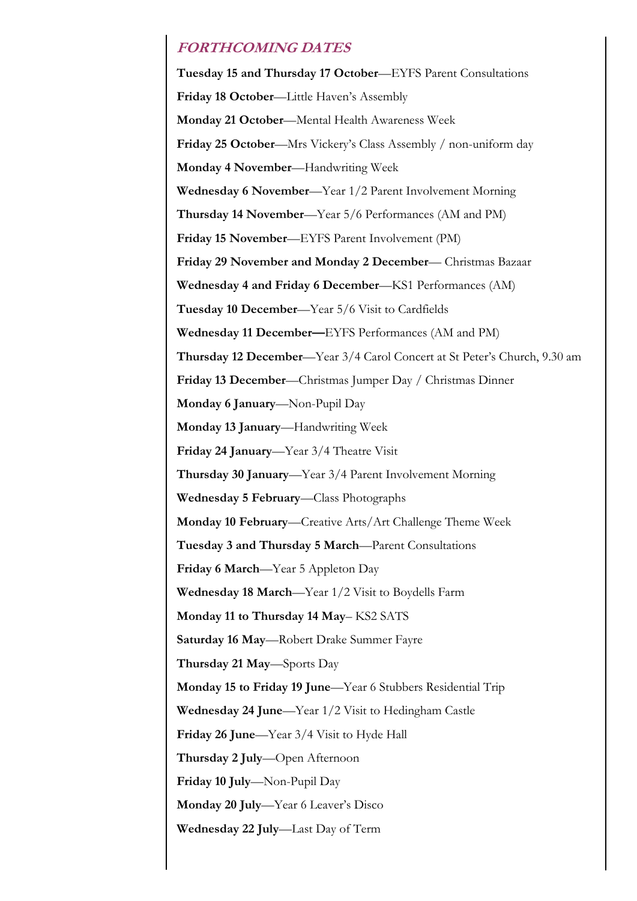## *FORTHCOMING DATES*

**Tuesday 15 and Thursday 17 October**—EYFS Parent Consultations

**Friday 18 October**—Little Haven's Assembly

**Monday 21 October**—Mental Health Awareness Week

**Friday 25 October**—Mrs Vickery's Class Assembly / non-uniform day

**Monday 4 November**—Handwriting Week

**Wednesday 6 November**—Year 1/2 Parent Involvement Morning

**Thursday 14 November**—Year 5/6 Performances (AM and PM)

**Friday 15 November**—EYFS Parent Involvement (PM)

**Friday 29 November and Monday 2 December**— Christmas Bazaar

**Wednesday 4 and Friday 6 December**—KS1 Performances (AM)

**Tuesday 10 December**—Year 5/6 Visit to Cardfields

**Wednesday 11 December—**EYFS Performances (AM and PM)

**Thursday 12 December**—Year 3/4 Carol Concert at St Peter's Church, 9.30 am

**Friday 13 December**—Christmas Jumper Day / Christmas Dinner

**Monday 6 January**—Non-Pupil Day

**Monday 13 January**—Handwriting Week

**Friday 24 January**—Year 3/4 Theatre Visit

**Thursday 30 January**—Year 3/4 Parent Involvement Morning

**Wednesday 5 February**—Class Photographs

**Monday 10 February**—Creative Arts/Art Challenge Theme Week

**Tuesday 3 and Thursday 5 March**—Parent Consultations

**Friday 6 March**—Year 5 Appleton Day

**Wednesday 18 March**—Year 1/2 Visit to Boydells Farm

**Monday 11 to Thursday 14 May**– KS2 SATS

**Saturday 16 May**—Robert Drake Summer Fayre

**Thursday 21 May**—Sports Day

**Monday 15 to Friday 19 June**—Year 6 Stubbers Residential Trip

**Wednesday 24 June**—Year 1/2 Visit to Hedingham Castle

**Friday 26 June**—Year 3/4 Visit to Hyde Hall

**Thursday 2 July**—Open Afternoon

**Friday 10 July**—Non-Pupil Day

**Monday 20 July**—Year 6 Leaver's Disco

**Wednesday 22 July**—Last Day of Term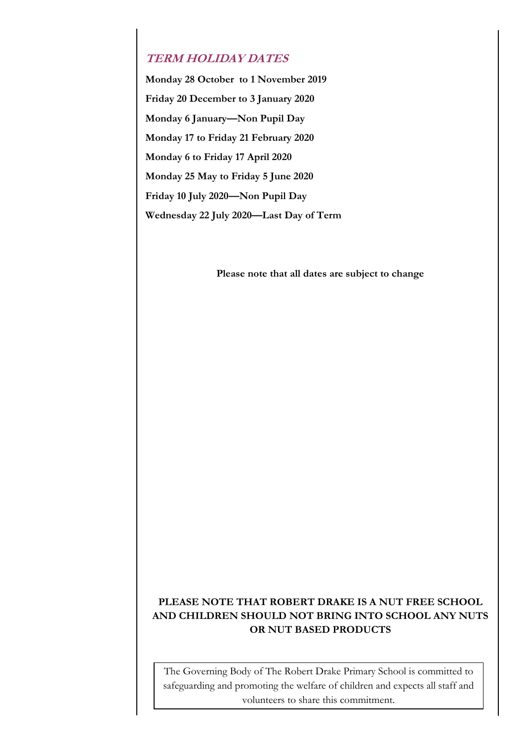## *TERM HOLIDAY DATES*

**Monday 28 October to 1 November 2019**

**Friday 20 December to 3 January 2020**

**Monday 6 January—Non Pupil Day**

**Monday 17 to Friday 21 February 2020**

**Monday 6 to Friday 17 April 2020**

**Monday 25 May to Friday 5 June 2020**

**Friday 10 July 2020—Non Pupil Day**

**Wednesday 22 July 2020—Last Day of Term**

**Please note that all dates are subject to change**

**PLEASE NOTE THAT ROBERT DRAKE IS A NUT FREE SCHOOL AND CHILDREN SHOULD NOT BRING INTO SCHOOL ANY NUTS OR NUT BASED PRODUCTS**

The Governing Body of The Robert Drake Primary School is committed to safeguarding and promoting the welfare of children and expects all staff and volunteers to share this commitment.